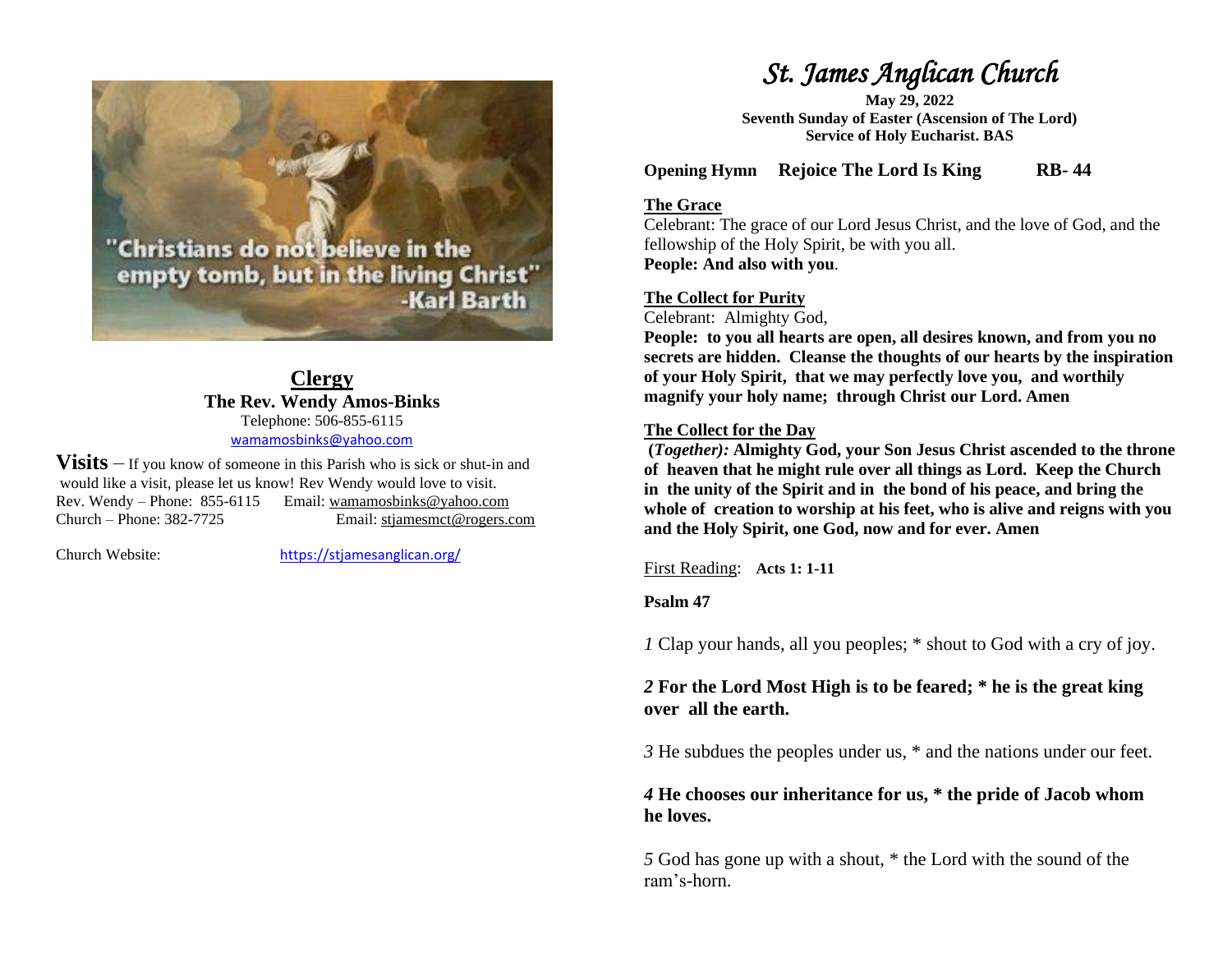"Christians do not believe in the empty tomb, but in the living Christ" -Karl Barth

## Clergy

**The Rev. Wendy Amos-Binks**
Telephone: 506-855-6115
wamamosbinks@yahoo.com

**Visits** – If you know of someone in this Parish who is sick or shut-in and would like a visit, please let us know! Rev Wendy would love to visit.
Rev. Wendy – Phone: 855-6115 Email: wamamosbinks@yahoo.com
Church – Phone: 382-7725 Email: stjamesmct@rogers.com

Church Website: https://stjamesanglican.org/

# *St. James Anglican Church*

**May 29, 2022**
**Seventh Sunday of Easter (Ascension of The Lord)**
**Service of Holy Eucharist. BAS**

**Opening Hymn Rejoice The Lord Is King RB- 44**

**The Grace**

Celebrant: The grace of our Lord Jesus Christ, and the love of God, and the fellowship of the Holy Spirit, be with you all.
**People: And also with you**.

**The Collect for Purity**

Celebrant: Almighty God,
**People: to you all hearts are open, all desires known, and from you no secrets are hidden. Cleanse the thoughts of our hearts by the inspiration of your Holy Spirit, that we may perfectly love you, and worthily magnify your holy name; through Christ our Lord. Amen**

**The Collect for the Day**

**(*Together):* Almighty God, your Son Jesus Christ ascended to the throne of heaven that he might rule over all things as Lord. Keep the Church in the unity of the Spirit and in the bond of his peace, and bring the whole of creation to worship at his feet, who is alive and reigns with you and the Holy Spirit, one God, now and for ever. Amen**

First Reading: **Acts 1: 1-11**

**Psalm 47**

*1* Clap your hands, all you peoples; * shout to God with a cry of joy.

***2* For the Lord Most High is to be feared; * he is the great king over all the earth.**

*3* He subdues the peoples under us, * and the nations under our feet.

***4* He chooses our inheritance for us, * the pride of Jacob whom he loves.**

*5* God has gone up with a shout, * the Lord with the sound of the ram's-horn.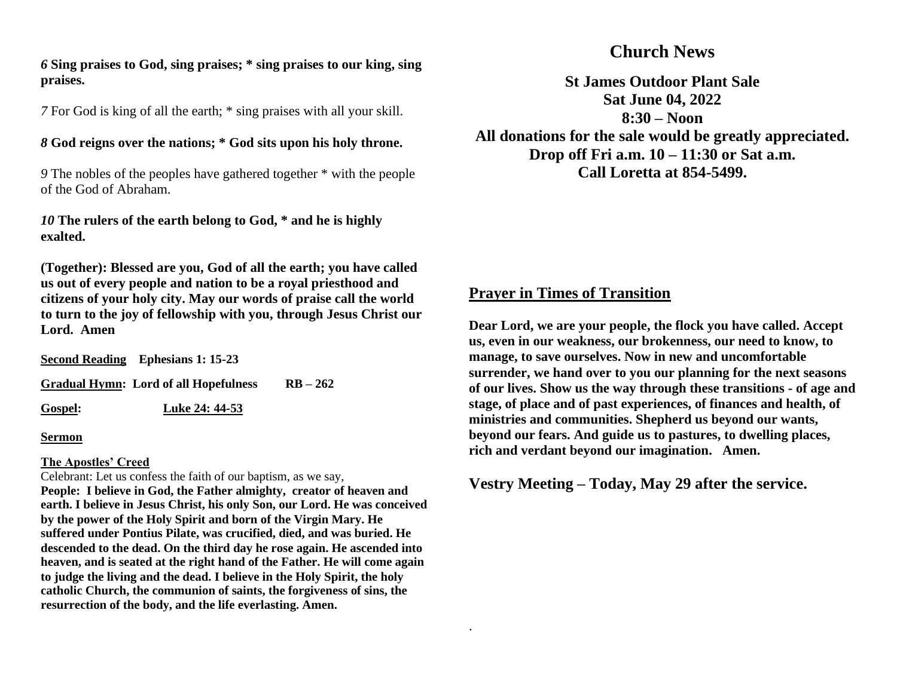*6* **Sing praises to God, sing praises; * sing praises to our king, sing praises.**

*7* For God is king of all the earth; * sing praises with all your skill.

*8* **God reigns over the nations; * God sits upon his holy throne.**

*9* The nobles of the peoples have gathered together * with the people of the God of Abraham.

*10* **The rulers of the earth belong to God, * and he is highly exalted.**

**(Together): Blessed are you, God of all the earth; you have called us out of every people and nation to be a royal priesthood and citizens of your holy city. May our words of praise call the world to turn to the joy of fellowship with you, through Jesus Christ our Lord. Amen**

**Second Reading** **Ephesians 1: 15-23**

**Gradual Hymn: Lord of all Hopefulness RB – 262**

**Gospel:** **Luke 24: 44-53**

**Sermon**

**The Apostles' Creed**

Celebrant: Let us confess the faith of our baptism, as we say,

**People: I believe in God, the Father almighty, creator of heaven and earth. I believe in Jesus Christ, his only Son, our Lord. He was conceived by the power of the Holy Spirit and born of the Virgin Mary. He suffered under Pontius Pilate, was crucified, died, and was buried. He descended to the dead. On the third day he rose again. He ascended into heaven, and is seated at the right hand of the Father. He will come again to judge the living and the dead. I believe in the Holy Spirit, the holy catholic Church, the communion of saints, the forgiveness of sins, the resurrection of the body, and the life everlasting. Amen.**

# Church News

**St James Outdoor Plant Sale**
**Sat June 04, 2022**
**8:30 – Noon**
**All donations for the sale would be greatly appreciated.**
**Drop off Fri a.m. 10 – 11:30 or Sat a.m.**
**Call Loretta at 854-5499.**

## Prayer in Times of Transition

**Dear Lord, we are your people, the flock you have called. Accept us, even in our weakness, our brokenness, our need to know, to manage, to save ourselves. Now in new and uncomfortable surrender, we hand over to you our planning for the next seasons of our lives. Show us the way through these transitions - of age and stage, of place and of past experiences, of finances and health, of ministries and communities. Shepherd us beyond our wants, beyond our fears. And guide us to pastures, to dwelling places, rich and verdant beyond our imagination. Amen.**

## Vestry Meeting – Today, May 29 after the service.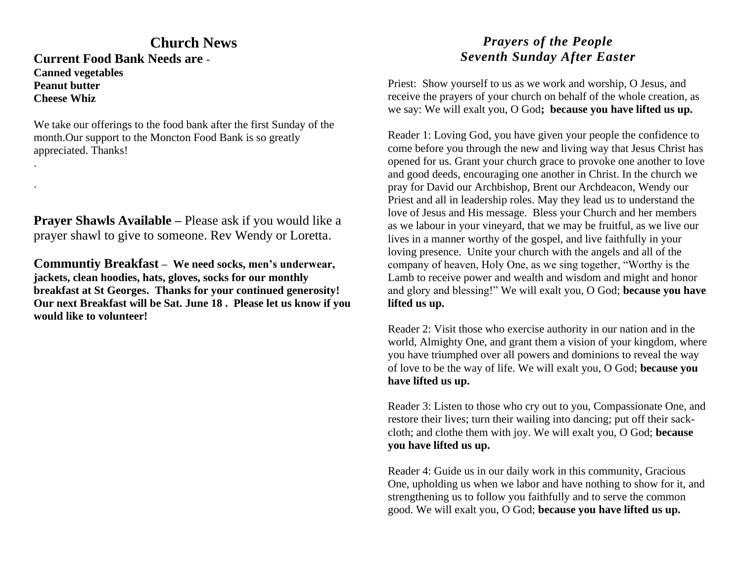# Church News

**Current Food Bank Needs are** -
**Canned vegetables**
**Peanut butter**
**Cheese Whiz**

We take our offerings to the food bank after the first Sunday of the month.Our support to the Moncton Food Bank is so greatly appreciated. Thanks!

.

.

**Prayer Shawls Available –** Please ask if you would like a prayer shawl to give to someone. Rev Wendy or Loretta.

**Communtiy Breakfast – We need socks, men's underwear, jackets, clean hoodies, hats, gloves, socks for our monthly breakfast at St Georges. Thanks for your continued generosity! Our next Breakfast will be Sat. June 18 . Please let us know if you would like to volunteer!**

## *Prayers of the People*
## *Seventh Sunday After Easter*

Priest: Show yourself to us as we work and worship, O Jesus, and receive the prayers of your church on behalf of the whole creation, as we say: We will exalt you, O God**; because you have lifted us up.**

Reader 1: Loving God, you have given your people the confidence to come before you through the new and living way that Jesus Christ has opened for us. Grant your church grace to provoke one another to love and good deeds, encouraging one another in Christ. In the church we pray for David our Archbishop, Brent our Archdeacon, Wendy our Priest and all in leadership roles. May they lead us to understand the love of Jesus and His message. Bless your Church and her members as we labour in your vineyard, that we may be fruitful, as we live our lives in a manner worthy of the gospel, and live faithfully in your loving presence. Unite your church with the angels and all of the company of heaven, Holy One, as we sing together, "Worthy is the Lamb to receive power and wealth and wisdom and might and honor and glory and blessing!" We will exalt you, O God; **because you have lifted us up.**

Reader 2: Visit those who exercise authority in our nation and in the world, Almighty One, and grant them a vision of your kingdom, where you have triumphed over all powers and dominions to reveal the way of love to be the way of life. We will exalt you, O God; **because you have lifted us up.**

Reader 3: Listen to those who cry out to you, Compassionate One, and restore their lives; turn their wailing into dancing; put off their sack-cloth; and clothe them with joy. We will exalt you, O God; **because you have lifted us up.**

Reader 4: Guide us in our daily work in this community, Gracious One, upholding us when we labor and have nothing to show for it, and strengthening us to follow you faithfully and to serve the common good. We will exalt you, O God; **because you have lifted us up.**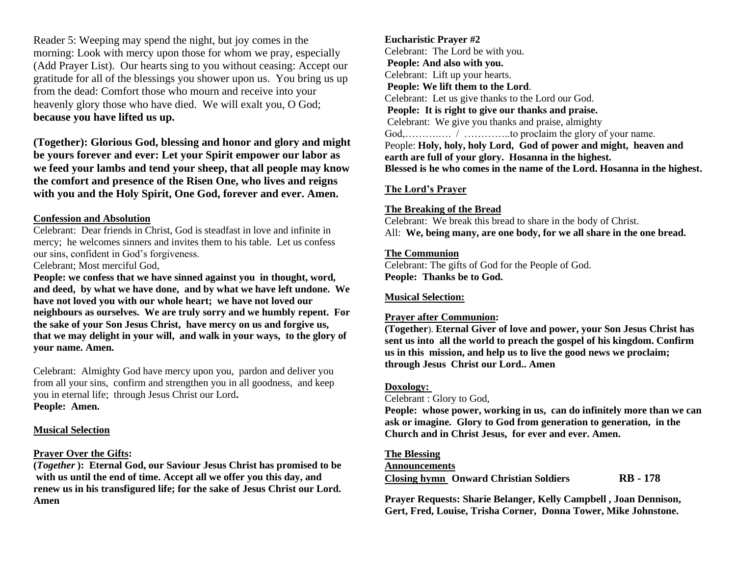Reader 5: Weeping may spend the night, but joy comes in the morning: Look with mercy upon those for whom we pray, especially (Add Prayer List). Our hearts sing to you without ceasing: Accept our gratitude for all of the blessings you shower upon us. You bring us up from the dead: Comfort those who mourn and receive into your heavenly glory those who have died. We will exalt you, O God; **because you have lifted us up.**

**(Together): Glorious God, blessing and honor and glory and might be yours forever and ever: Let your Spirit empower our labor as we feed your lambs and tend your sheep, that all people may know the comfort and presence of the Risen One, who lives and reigns with you and the Holy Spirit, One God, forever and ever. Amen.**

**Confession and Absolution**

Celebrant: Dear friends in Christ, God is steadfast in love and infinite in mercy; he welcomes sinners and invites them to his table. Let us confess our sins, confident in God's forgiveness.

Celebrant; Most merciful God,

**People: we confess that we have sinned against you in thought, word, and deed, by what we have done, and by what we have left undone. We have not loved you with our whole heart; we have not loved our neighbours as ourselves. We are truly sorry and we humbly repent. For the sake of your Son Jesus Christ, have mercy on us and forgive us, that we may delight in your will, and walk in your ways, to the glory of your name. Amen.**

Celebrant: Almighty God have mercy upon you, pardon and deliver you from all your sins, confirm and strengthen you in all goodness, and keep you in eternal life; through Jesus Christ our Lord**.**

**People: Amen.**

**Musical Selection**

**Prayer Over the Gifts:**

**(*Together* ): Eternal God, our Saviour Jesus Christ has promised to be with us until the end of time. Accept all we offer you this day, and renew us in his transfigured life; for the sake of Jesus Christ our Lord. Amen**

**Eucharistic Prayer #2**

Celebrant: The Lord be with you.

**People: And also with you.**

Celebrant: Lift up your hearts.

**People: We lift them to the Lord**.

Celebrant: Let us give thanks to the Lord our God.

**People: It is right to give our thanks and praise.**

Celebrant: We give you thanks and praise, almighty God,……….…. / …………..to proclaim the glory of your name.

People: **Holy, holy, holy Lord, God of power and might, heaven and earth are full of your glory. Hosanna in the highest.**

**Blessed is he who comes in the name of the Lord. Hosanna in the highest.**

**The Lord's Prayer**

**The Breaking of the Bread**

Celebrant: We break this bread to share in the body of Christ.

All: **We, being many, are one body, for we all share in the one bread.**

**The Communion**

Celebrant: The gifts of God for the People of God.

**People: Thanks be to God.**

**Musical Selection:**

**Prayer after Communion:**

**(Together**). **Eternal Giver of love and power, your Son Jesus Christ has sent us into all the world to preach the gospel of his kingdom. Confirm us in this mission, and help us to live the good news we proclaim; through Jesus Christ our Lord.. Amen**

**Doxology:**

Celebrant : Glory to God,

**People: whose power, working in us, can do infinitely more than we can ask or imagine. Glory to God from generation to generation, in the Church and in Christ Jesus, for ever and ever. Amen.**

**The Blessing**

**Announcements**

**Closing hymn Onward Christian Soldiers RB - 178**

**Prayer Requests: Sharie Belanger, Kelly Campbell , Joan Dennison, Gert, Fred, Louise, Trisha Corner, Donna Tower, Mike Johnstone.**